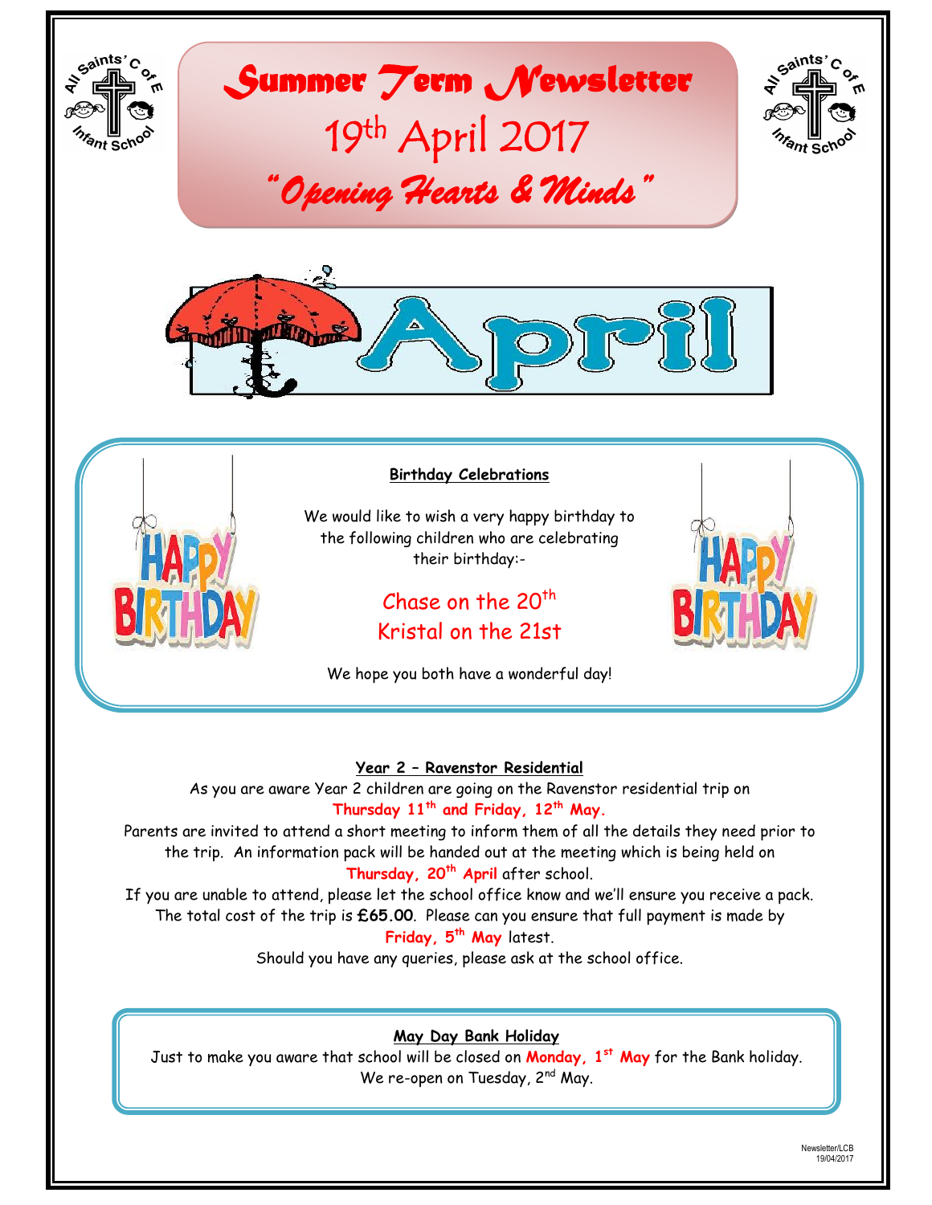# Summer Term Newsletter

## 19th April 2017

### *"Opening Hearts & Minds"*

April

**Birthday Celebrations**

We would like to wish a very happy birthday to the following children who are celebrating their birthday:-

Chase on the 20th
Kristal on the 21st

We hope you both have a wonderful day!

**Year 2 – Ravenstor Residential**

As you are aware Year 2 children are going on the Ravenstor residential trip on **Thursday 11th and Friday, 12th May.**

Parents are invited to attend a short meeting to inform them of all the details they need prior to the trip. An information pack will be handed out at the meeting which is being held on **Thursday, 20th April** after school.

If you are unable to attend, please let the school office know and we'll ensure you receive a pack.

The total cost of the trip is **£65.00**. Please can you ensure that full payment is made by **Friday, 5th May** latest.

Should you have any queries, please ask at the school office.

**May Day Bank Holiday**

Just to make you aware that school will be closed on **Monday, 1st May** for the Bank holiday. We re-open on Tuesday, 2nd May.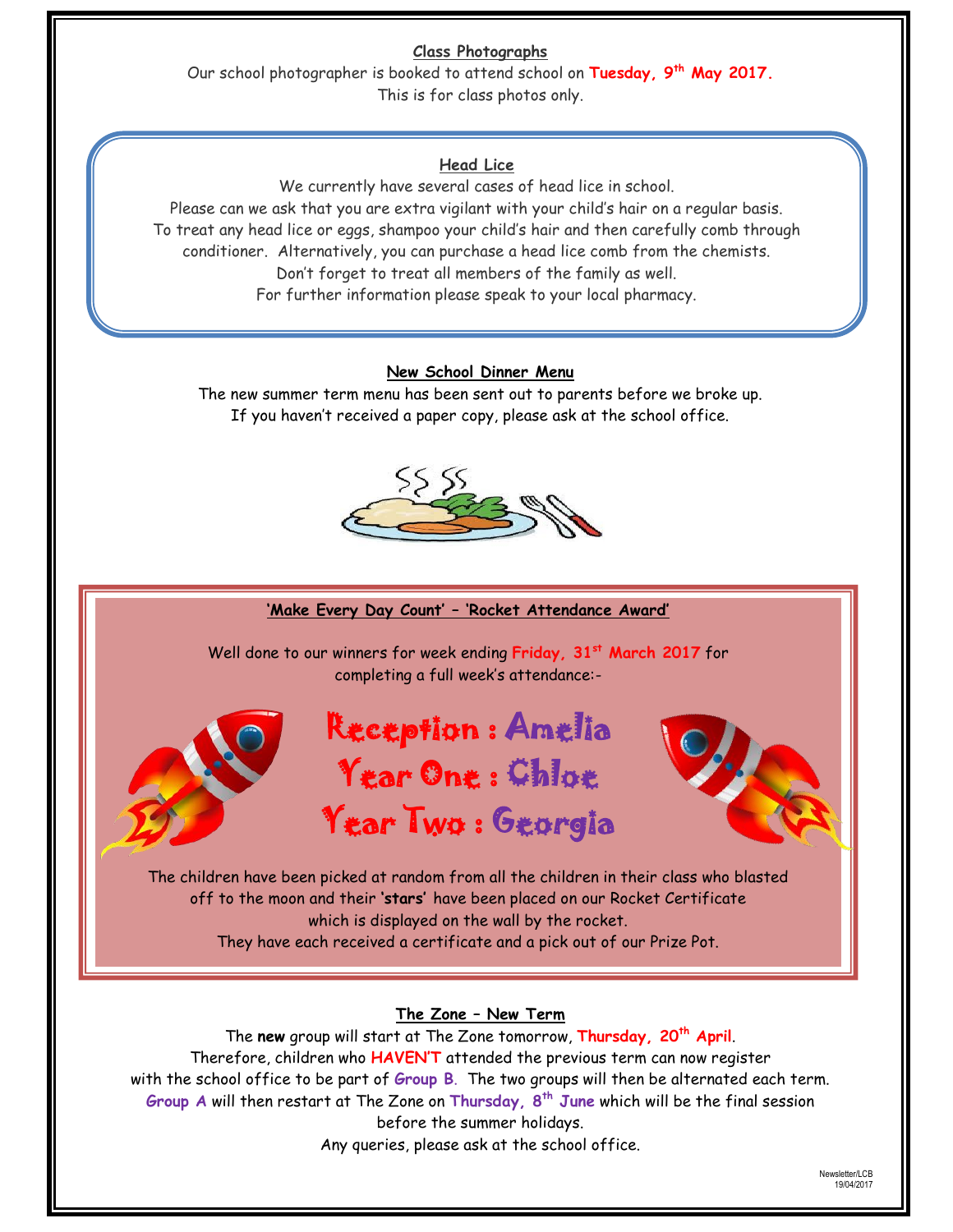## Class Photographs

Our school photographer is booked to attend school on **Tuesday, 9th May 2017.**
This is for class photos only.

## Head Lice

We currently have several cases of head lice in school.
Please can we ask that you are extra vigilant with your child's hair on a regular basis.
To treat any head lice or eggs, shampoo your child's hair and then carefully comb through conditioner. Alternatively, you can purchase a head lice comb from the chemists.
Don't forget to treat all members of the family as well.
For further information please speak to your local pharmacy.

## New School Dinner Menu

The new summer term menu has been sent out to parents before we broke up.
If you haven't received a paper copy, please ask at the school office.

## 'Make Every Day Count' – 'Rocket Attendance Award'

Well done to our winners for week ending **Friday, 31st March 2017** for completing a full week's attendance:-

**Reception : Amelia**
**Year One : Chloe**
**Year Two : Georgia**

The children have been picked at random from all the children in their class who blasted off to the moon and their **'stars'** have been placed on our Rocket Certificate which is displayed on the wall by the rocket.
They have each received a certificate and a pick out of our Prize Pot.

## The Zone – New Term

The **new** group will start at The Zone tomorrow, **Thursday, 20th April**.
Therefore, children who **HAVEN'T** attended the previous term can now register with the school office to be part of **Group B**. The two groups will then be alternated each term.
**Group A** will then restart at The Zone on **Thursday, 8th June** which will be the final session before the summer holidays.
Any queries, please ask at the school office.

Newsletter/LCB
19/04/2017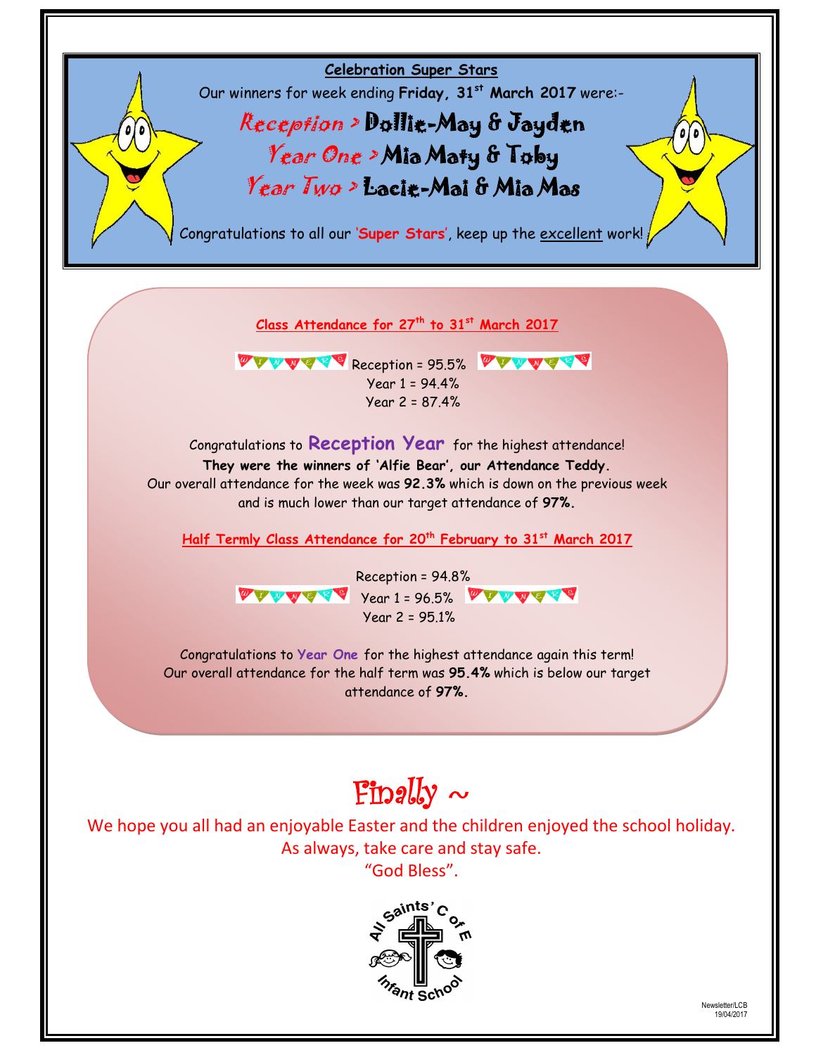## Celebration Super Stars

Our winners for week ending **Friday, 31st March 2017** were:-

*Reception* > **Dollie-May & Jayden**

*Year One* > **Mia Maty & Toby**

*Year Two* > **Lacie-Mai & Mia Mas**

Congratulations to all our '**Super Stars**', keep up the excellent work!

### Class Attendance for 27th to 31st March 2017

WINNERS Reception = 95.5% WINNERS

Year 1 = 94.4%

Year 2 = 87.4%

Congratulations to **Reception Year** for the highest attendance!

**They were the winners of 'Alfie Bear', our Attendance Teddy.**

Our overall attendance for the week was **92.3%** which is down on the previous week and is much lower than our target attendance of **97%.**

### Half Termly Class Attendance for 20th February to 31st March 2017

Reception = 94.8%

WINNERS Year 1 = 96.5% WINNERS

Year 2 = 95.1%

Congratulations to Year One for the highest attendance again this term!

Our overall attendance for the half term was **95.4%** which is below our target attendance of **97%.**

## Finally ~

We hope you all had an enjoyable Easter and the children enjoyed the school holiday.

As always, take care and stay safe.

"God Bless".

All Saints' C of E Infant School